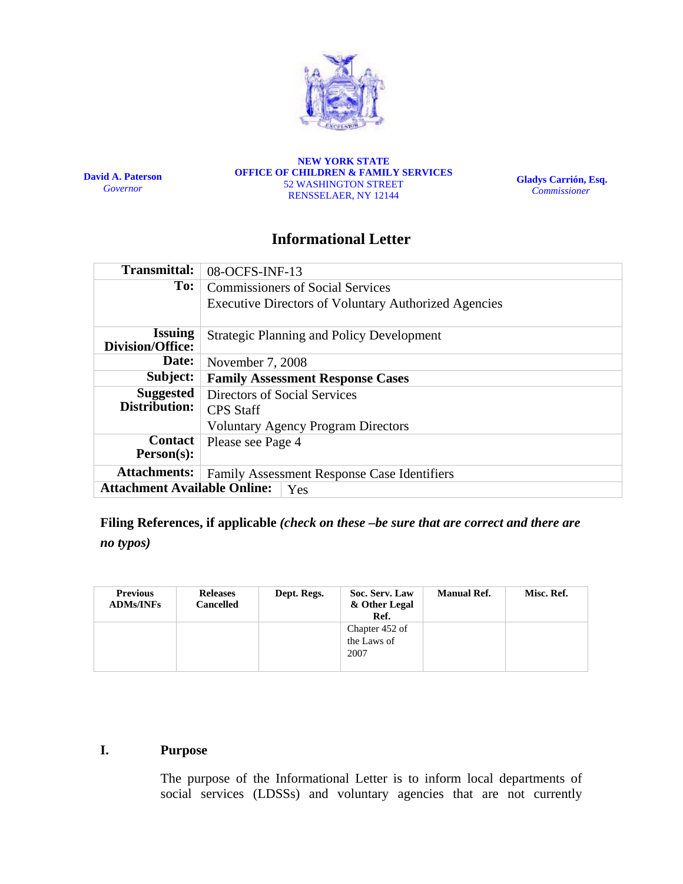**David A. Paterson**
*Governor*

**NEW YORK STATE**
**OFFICE OF CHILDREN & FAMILY SERVICES**
52 WASHINGTON STREET
RENSSELAER, NY 12144

**Gladys Carrión, Esq.**
*Commissioner*

# Informational Letter

| | |
|---|---|
| **Transmittal:** | 08-OCFS-INF-13 |
| **To:** | Commissioners of Social Services<br>Executive Directors of Voluntary Authorized Agencies |
| **Issuing Division/Office:** | Strategic Planning and Policy Development |
| **Date:** | November 7, 2008 |
| **Subject:** | **Family Assessment Response Cases** |
| **Suggested Distribution:** | Directors of Social Services<br>CPS Staff<br>Voluntary Agency Program Directors |
| **Contact Person(s):** | Please see Page 4 |
| **Attachments:** | Family Assessment Response Case Identifiers |
| **Attachment Available Online:** | Yes |

**Filing References, if applicable** ***(check on these –be sure that are correct and there are no typos)***

| Previous ADMs/INFs | Releases Cancelled | Dept. Regs. | Soc. Serv. Law & Other Legal Ref. | Manual Ref. | Misc. Ref. |
|---|---|---|---|---|---|
| | | | Chapter 452 of the Laws of 2007 | | |

## I. Purpose

The purpose of the Informational Letter is to inform local departments of social services (LDSSs) and voluntary agencies that are not currently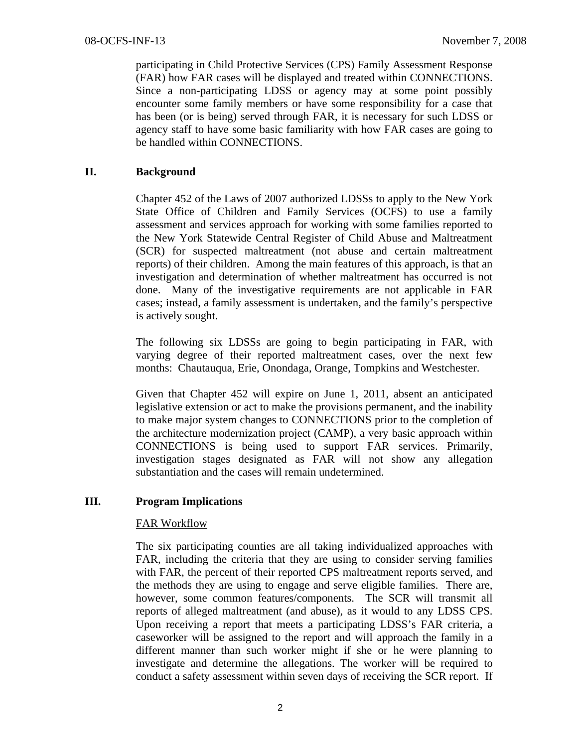participating in Child Protective Services (CPS) Family Assessment Response (FAR) how FAR cases will be displayed and treated within CONNECTIONS. Since a non-participating LDSS or agency may at some point possibly encounter some family members or have some responsibility for a case that has been (or is being) served through FAR, it is necessary for such LDSS or agency staff to have some basic familiarity with how FAR cases are going to be handled within CONNECTIONS.

## II. Background

Chapter 452 of the Laws of 2007 authorized LDSSs to apply to the New York State Office of Children and Family Services (OCFS) to use a family assessment and services approach for working with some families reported to the New York Statewide Central Register of Child Abuse and Maltreatment (SCR) for suspected maltreatment (not abuse and certain maltreatment reports) of their children. Among the main features of this approach, is that an investigation and determination of whether maltreatment has occurred is not done. Many of the investigative requirements are not applicable in FAR cases; instead, a family assessment is undertaken, and the family's perspective is actively sought.

The following six LDSSs are going to begin participating in FAR, with varying degree of their reported maltreatment cases, over the next few months: Chautauqua, Erie, Onondaga, Orange, Tompkins and Westchester.

Given that Chapter 452 will expire on June 1, 2011, absent an anticipated legislative extension or act to make the provisions permanent, and the inability to make major system changes to CONNECTIONS prior to the completion of the architecture modernization project (CAMP), a very basic approach within CONNECTIONS is being used to support FAR services. Primarily, investigation stages designated as FAR will not show any allegation substantiation and the cases will remain undetermined.

## III. Program Implications

FAR Workflow

The six participating counties are all taking individualized approaches with FAR, including the criteria that they are using to consider serving families with FAR, the percent of their reported CPS maltreatment reports served, and the methods they are using to engage and serve eligible families. There are, however, some common features/components. The SCR will transmit all reports of alleged maltreatment (and abuse), as it would to any LDSS CPS. Upon receiving a report that meets a participating LDSS's FAR criteria, a caseworker will be assigned to the report and will approach the family in a different manner than such worker might if she or he were planning to investigate and determine the allegations. The worker will be required to conduct a safety assessment within seven days of receiving the SCR report. If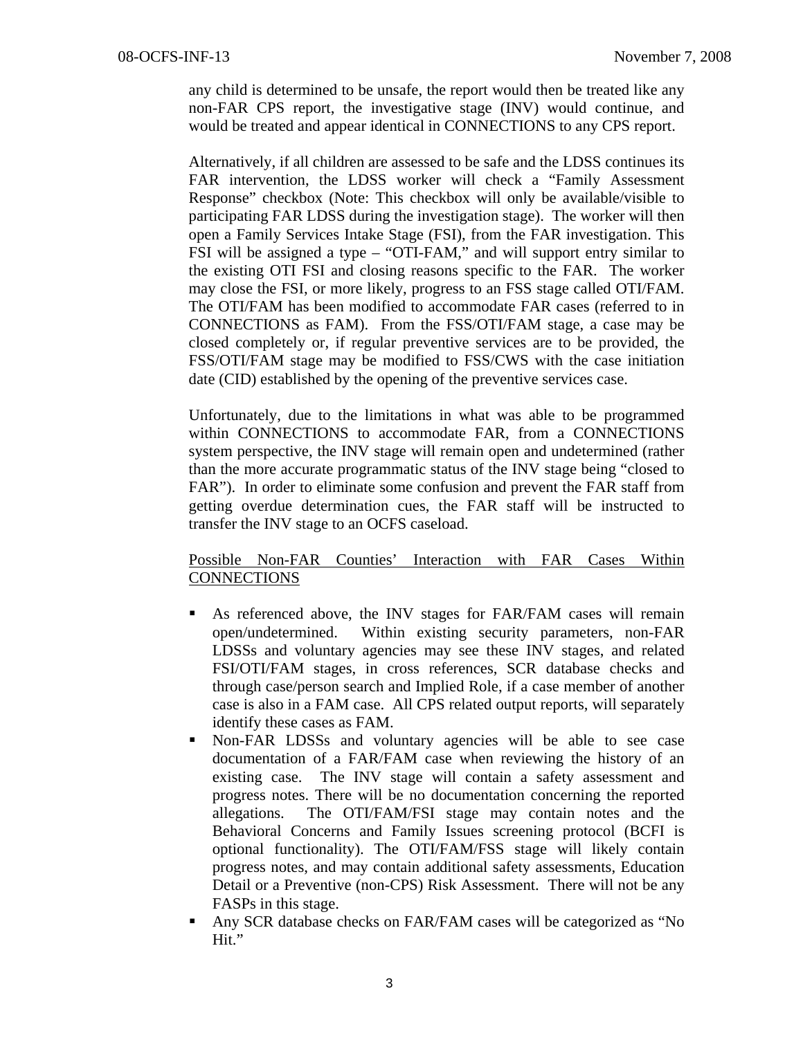any child is determined to be unsafe, the report would then be treated like any non-FAR CPS report, the investigative stage (INV) would continue, and would be treated and appear identical in CONNECTIONS to any CPS report.

Alternatively, if all children are assessed to be safe and the LDSS continues its FAR intervention, the LDSS worker will check a "Family Assessment Response" checkbox (Note: This checkbox will only be available/visible to participating FAR LDSS during the investigation stage). The worker will then open a Family Services Intake Stage (FSI), from the FAR investigation. This FSI will be assigned a type – "OTI-FAM," and will support entry similar to the existing OTI FSI and closing reasons specific to the FAR. The worker may close the FSI, or more likely, progress to an FSS stage called OTI/FAM. The OTI/FAM has been modified to accommodate FAR cases (referred to in CONNECTIONS as FAM). From the FSS/OTI/FAM stage, a case may be closed completely or, if regular preventive services are to be provided, the FSS/OTI/FAM stage may be modified to FSS/CWS with the case initiation date (CID) established by the opening of the preventive services case.

Unfortunately, due to the limitations in what was able to be programmed within CONNECTIONS to accommodate FAR, from a CONNECTIONS system perspective, the INV stage will remain open and undetermined (rather than the more accurate programmatic status of the INV stage being "closed to FAR"). In order to eliminate some confusion and prevent the FAR staff from getting overdue determination cues, the FAR staff will be instructed to transfer the INV stage to an OCFS caseload.

<u>Possible Non-FAR Counties' Interaction with FAR Cases Within CONNECTIONS</u>

- As referenced above, the INV stages for FAR/FAM cases will remain open/undetermined. Within existing security parameters, non-FAR LDSSs and voluntary agencies may see these INV stages, and related FSI/OTI/FAM stages, in cross references, SCR database checks and through case/person search and Implied Role, if a case member of another case is also in a FAM case. All CPS related output reports, will separately identify these cases as FAM.
- Non-FAR LDSSs and voluntary agencies will be able to see case documentation of a FAR/FAM case when reviewing the history of an existing case. The INV stage will contain a safety assessment and progress notes. There will be no documentation concerning the reported allegations. The OTI/FAM/FSI stage may contain notes and the Behavioral Concerns and Family Issues screening protocol (BCFI is optional functionality). The OTI/FAM/FSS stage will likely contain progress notes, and may contain additional safety assessments, Education Detail or a Preventive (non-CPS) Risk Assessment. There will not be any FASPs in this stage.
- Any SCR database checks on FAR/FAM cases will be categorized as "No Hit."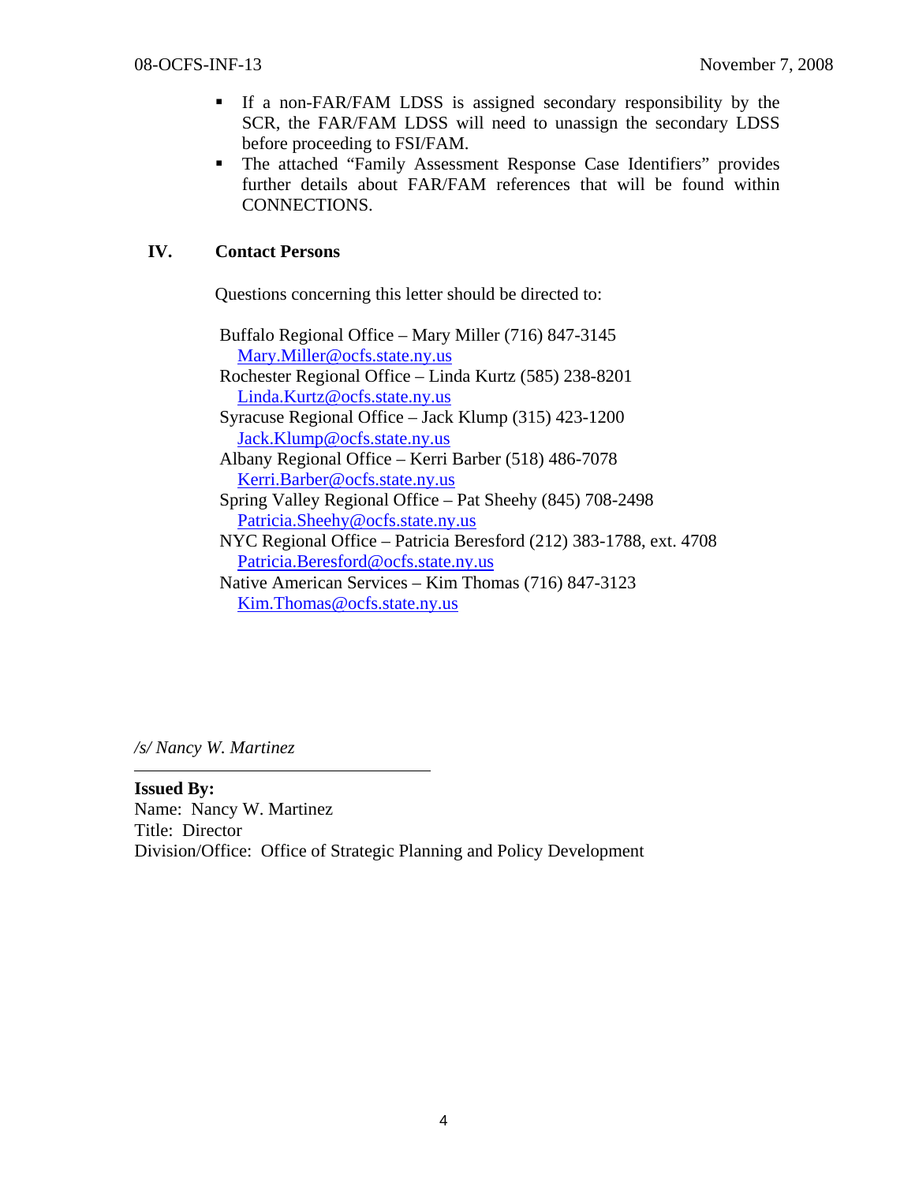- If a non-FAR/FAM LDSS is assigned secondary responsibility by the SCR, the FAR/FAM LDSS will need to unassign the secondary LDSS before proceeding to FSI/FAM.
- The attached "Family Assessment Response Case Identifiers" provides further details about FAR/FAM references that will be found within CONNECTIONS.

## IV. Contact Persons

Questions concerning this letter should be directed to:

Buffalo Regional Office – Mary Miller (716) 847-3145
Mary.Miller@ocfs.state.ny.us
Rochester Regional Office – Linda Kurtz (585) 238-8201
Linda.Kurtz@ocfs.state.ny.us
Syracuse Regional Office – Jack Klump (315) 423-1200
Jack.Klump@ocfs.state.ny.us
Albany Regional Office – Kerri Barber (518) 486-7078
Kerri.Barber@ocfs.state.ny.us
Spring Valley Regional Office – Pat Sheehy (845) 708-2498
Patricia.Sheehy@ocfs.state.ny.us
NYC Regional Office – Patricia Beresford (212) 383-1788, ext. 4708
Patricia.Beresford@ocfs.state.ny.us
Native American Services – Kim Thomas (716) 847-3123
Kim.Thomas@ocfs.state.ny.us

*/s/ Nancy W. Martinez*

**Issued By:**
Name: Nancy W. Martinez
Title: Director
Division/Office: Office of Strategic Planning and Policy Development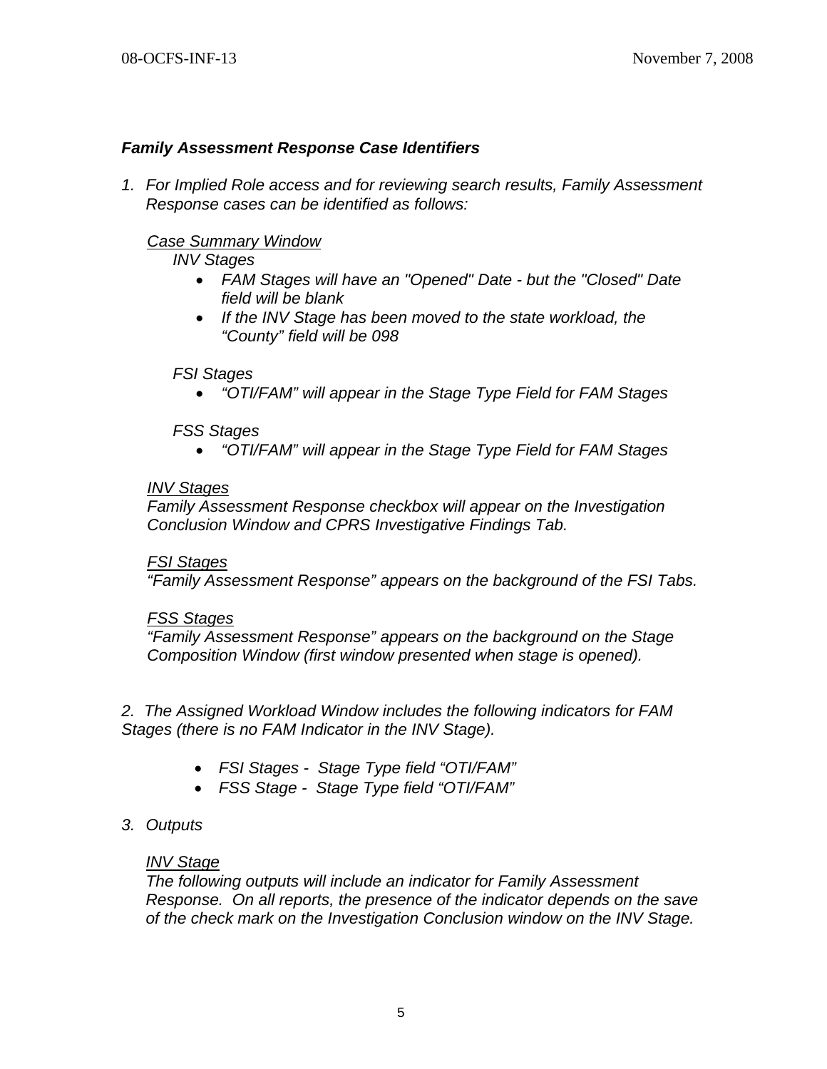### *Family Assessment Response Case Identifiers*

1. *For Implied Role access and for reviewing search results, Family Assessment Response cases can be identified as follows:*

   *<u>Case Summary Window</u>*

   *INV Stages*

   - *FAM Stages will have an "Opened" Date - but the "Closed" Date field will be blank*
   - *If the INV Stage has been moved to the state workload, the "County" field will be 098*

   *FSI Stages*

   - *"OTI/FAM" will appear in the Stage Type Field for FAM Stages*

   *FSS Stages*

   - *"OTI/FAM" will appear in the Stage Type Field for FAM Stages*

   *<u>INV Stages</u>*
   *Family Assessment Response checkbox will appear on the Investigation Conclusion Window and CPRS Investigative Findings Tab.*

   *<u>FSI Stages</u>*
   *"Family Assessment Response" appears on the background of the FSI Tabs.*

   *<u>FSS Stages</u>*
   *"Family Assessment Response" appears on the background on the Stage Composition Window (first window presented when stage is opened).*

2. *The Assigned Workload Window includes the following indicators for FAM Stages (there is no FAM Indicator in the INV Stage).*

   - *FSI Stages - Stage Type field "OTI/FAM"*
   - *FSS Stage - Stage Type field "OTI/FAM"*

3. *Outputs*

   *<u>INV Stage</u>*
   *The following outputs will include an indicator for Family Assessment Response. On all reports, the presence of the indicator depends on the save of the check mark on the Investigation Conclusion window on the INV Stage.*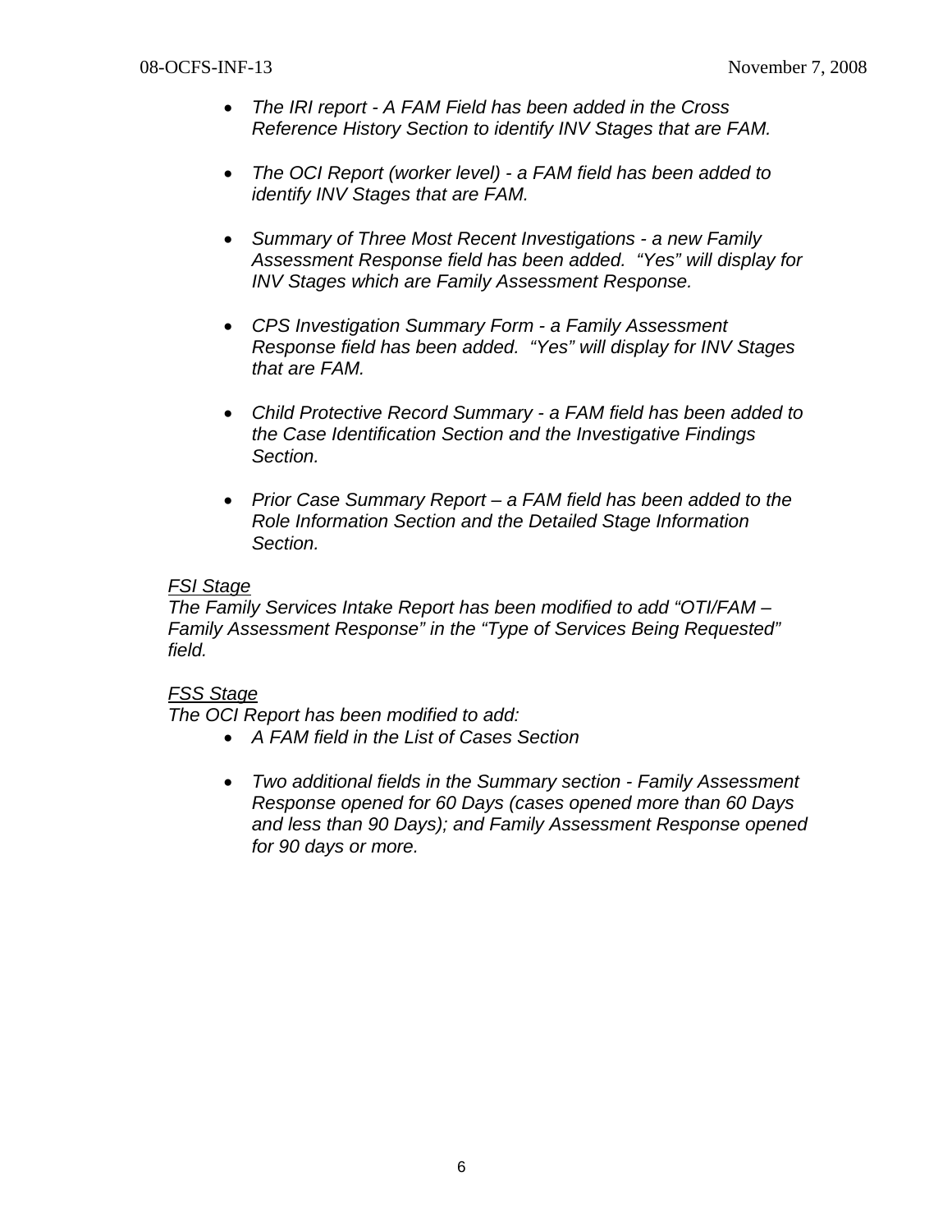- *The IRI report - A FAM Field has been added in the Cross Reference History Section to identify INV Stages that are FAM.*

- *The OCI Report (worker level) - a FAM field has been added to identify INV Stages that are FAM.*

- *Summary of Three Most Recent Investigations - a new Family Assessment Response field has been added. "Yes" will display for INV Stages which are Family Assessment Response.*

- *CPS Investigation Summary Form - a Family Assessment Response field has been added. "Yes" will display for INV Stages that are FAM.*

- *Child Protective Record Summary - a FAM field has been added to the Case Identification Section and the Investigative Findings Section.*

- *Prior Case Summary Report – a FAM field has been added to the Role Information Section and the Detailed Stage Information Section.*

*<u>FSI Stage</u>*
*The Family Services Intake Report has been modified to add "OTI/FAM – Family Assessment Response" in the "Type of Services Being Requested" field.*

*<u>FSS Stage</u>*
*The OCI Report has been modified to add:*

- *A FAM field in the List of Cases Section*

- *Two additional fields in the Summary section - Family Assessment Response opened for 60 Days (cases opened more than 60 Days and less than 90 Days); and Family Assessment Response opened for 90 days or more.*